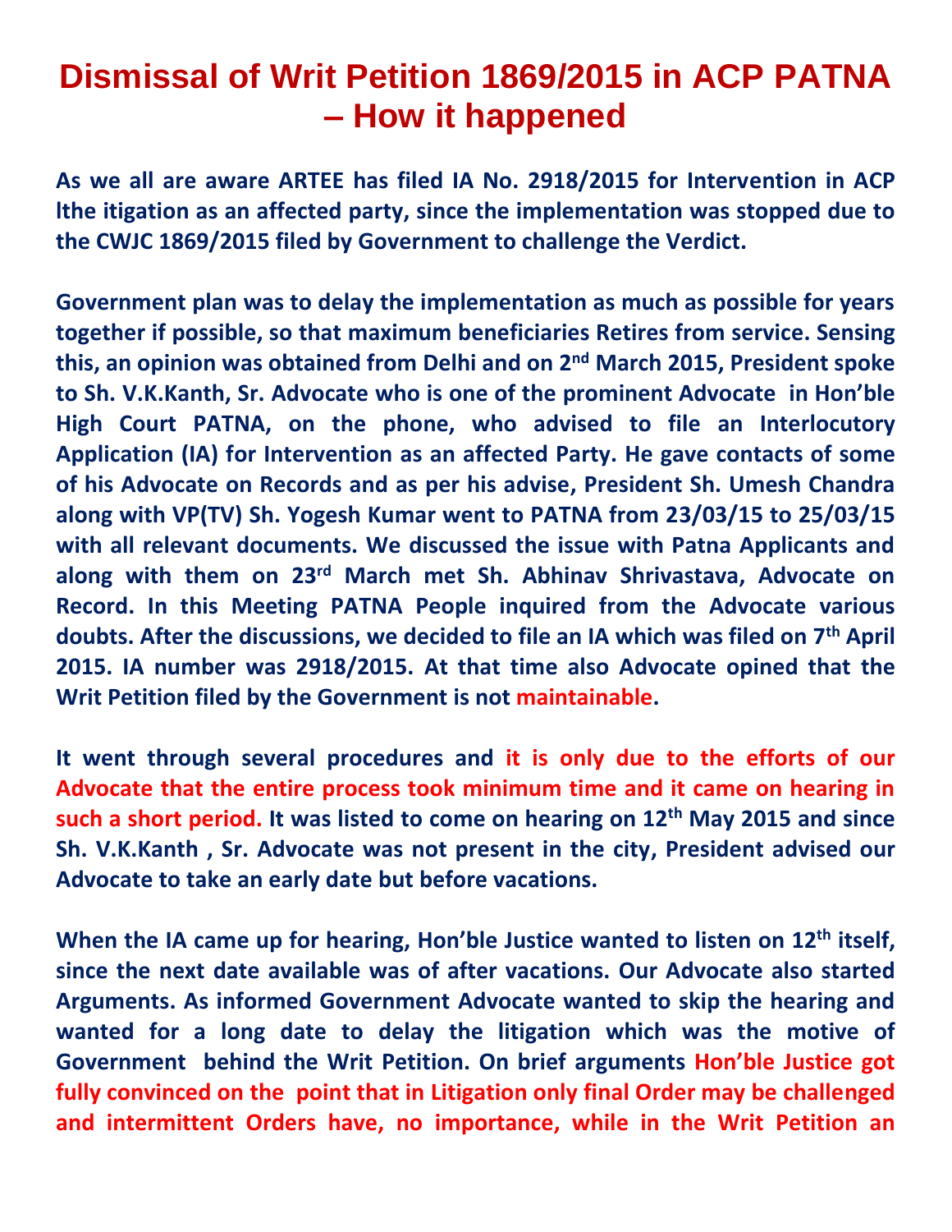# Dismissal of Writ Petition 1869/2015 in ACP PATNA – How it happened

**As we all are aware ARTEE has filed IA No. 2918/2015 for Intervention in ACP lthe itigation as an affected party, since the implementation was stopped due to the CWJC 1869/2015 filed by Government to challenge the Verdict.**

**Government plan was to delay the implementation as much as possible for years together if possible, so that maximum beneficiaries Retires from service. Sensing this, an opinion was obtained from Delhi and on 2nd March 2015, President spoke to Sh. V.K.Kanth, Sr. Advocate who is one of the prominent Advocate in Hon'ble High Court PATNA, on the phone, who advised to file an Interlocutory Application (IA) for Intervention as an affected Party. He gave contacts of some of his Advocate on Records and as per his advise, President Sh. Umesh Chandra along with VP(TV) Sh. Yogesh Kumar went to PATNA from 23/03/15 to 25/03/15 with all relevant documents. We discussed the issue with Patna Applicants and along with them on 23rd March met Sh. Abhinav Shrivastava, Advocate on Record. In this Meeting PATNA People inquired from the Advocate various doubts. After the discussions, we decided to file an IA which was filed on 7th April 2015. IA number was 2918/2015. At that time also Advocate opined that the Writ Petition filed by the Government is not maintainable.**

**It went through several procedures and it is only due to the efforts of our Advocate that the entire process took minimum time and it came on hearing in such a short period. It was listed to come on hearing on 12th May 2015 and since Sh. V.K.Kanth , Sr. Advocate was not present in the city, President advised our Advocate to take an early date but before vacations.**

**When the IA came up for hearing, Hon'ble Justice wanted to listen on 12th itself, since the next date available was of after vacations. Our Advocate also started Arguments. As informed Government Advocate wanted to skip the hearing and wanted for a long date to delay the litigation which was the motive of Government behind the Writ Petition. On brief arguments Hon'ble Justice got fully convinced on the point that in Litigation only final Order may be challenged and intermittent Orders have, no importance, while in the Writ Petition an**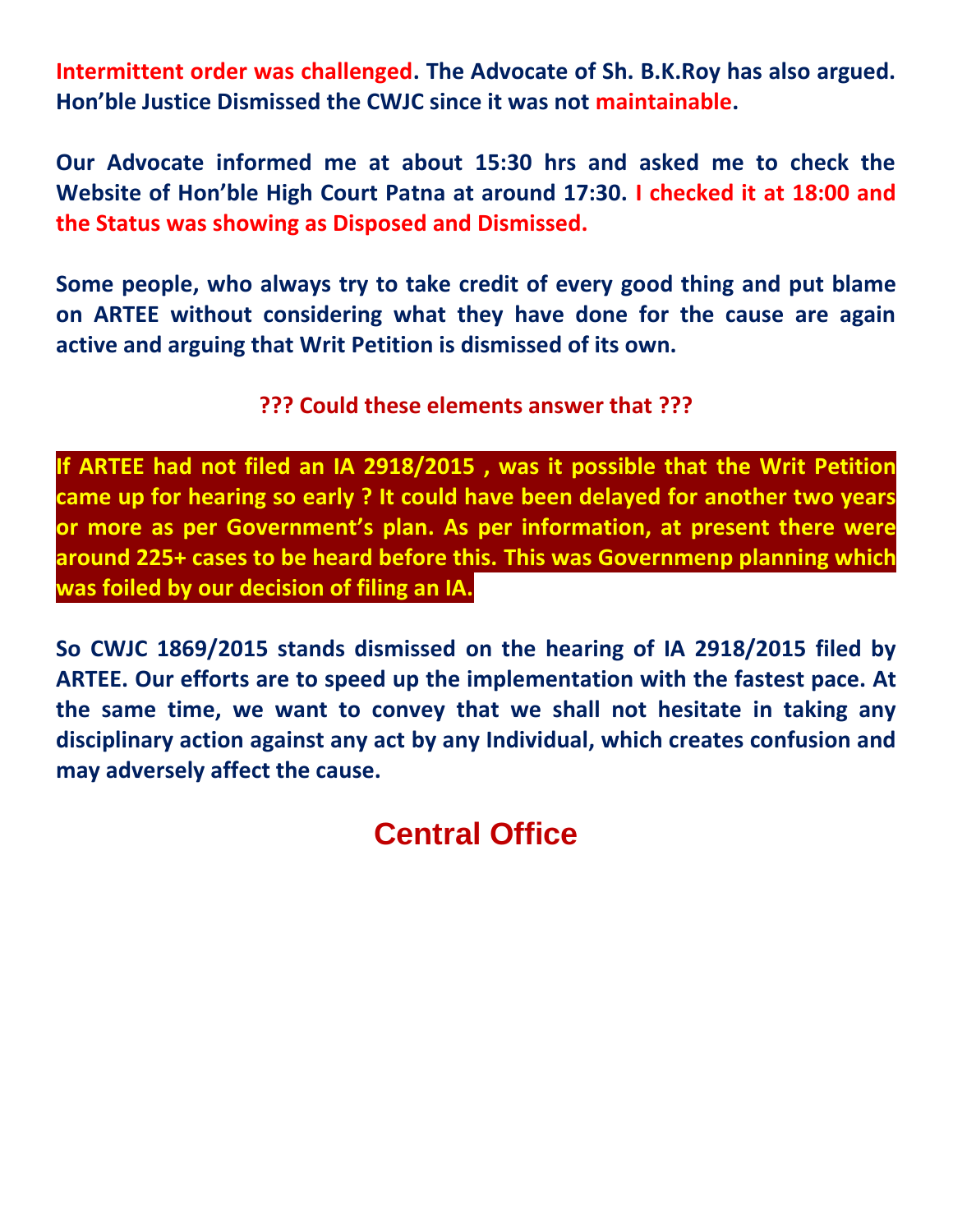**Intermittent order was challenged. The Advocate of Sh. B.K.Roy has also argued. Hon'ble Justice Dismissed the CWJC since it was not maintainable.**

**Our Advocate informed me at about 15:30 hrs and asked me to check the Website of Hon'ble High Court Patna at around 17:30. I checked it at 18:00 and the Status was showing as Disposed and Dismissed.**

**Some people, who always try to take credit of every good thing and put blame on ARTEE without considering what they have done for the cause are again active and arguing that Writ Petition is dismissed of its own.**

**??? Could these elements answer that ???**

**If ARTEE had not filed an IA 2918/2015 , was it possible that the Writ Petition came up for hearing so early ? It could have been delayed for another two years or more as per Government's plan. As per information, at present there were around 225+ cases to be heard before this. This was Governmenp planning which was foiled by our decision of filing an IA.**

**So CWJC 1869/2015 stands dismissed on the hearing of IA 2918/2015 filed by ARTEE. Our efforts are to speed up the implementation with the fastest pace. At the same time, we want to convey that we shall not hesitate in taking any disciplinary action against any act by any Individual, which creates confusion and may adversely affect the cause.**

**Central Office**